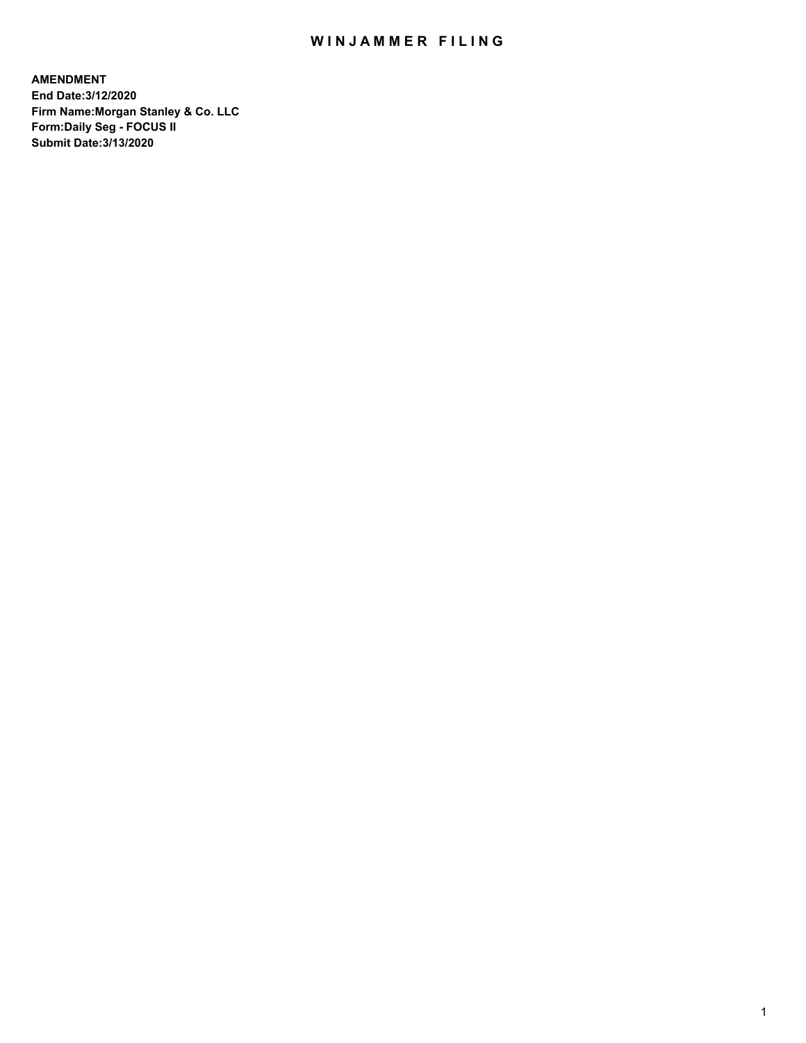# WINJAMMER FILING

**AMENDMENT**
**End Date:3/12/2020**
**Firm Name:Morgan Stanley & Co. LLC**
**Form:Daily Seg - FOCUS II**
**Submit Date:3/13/2020**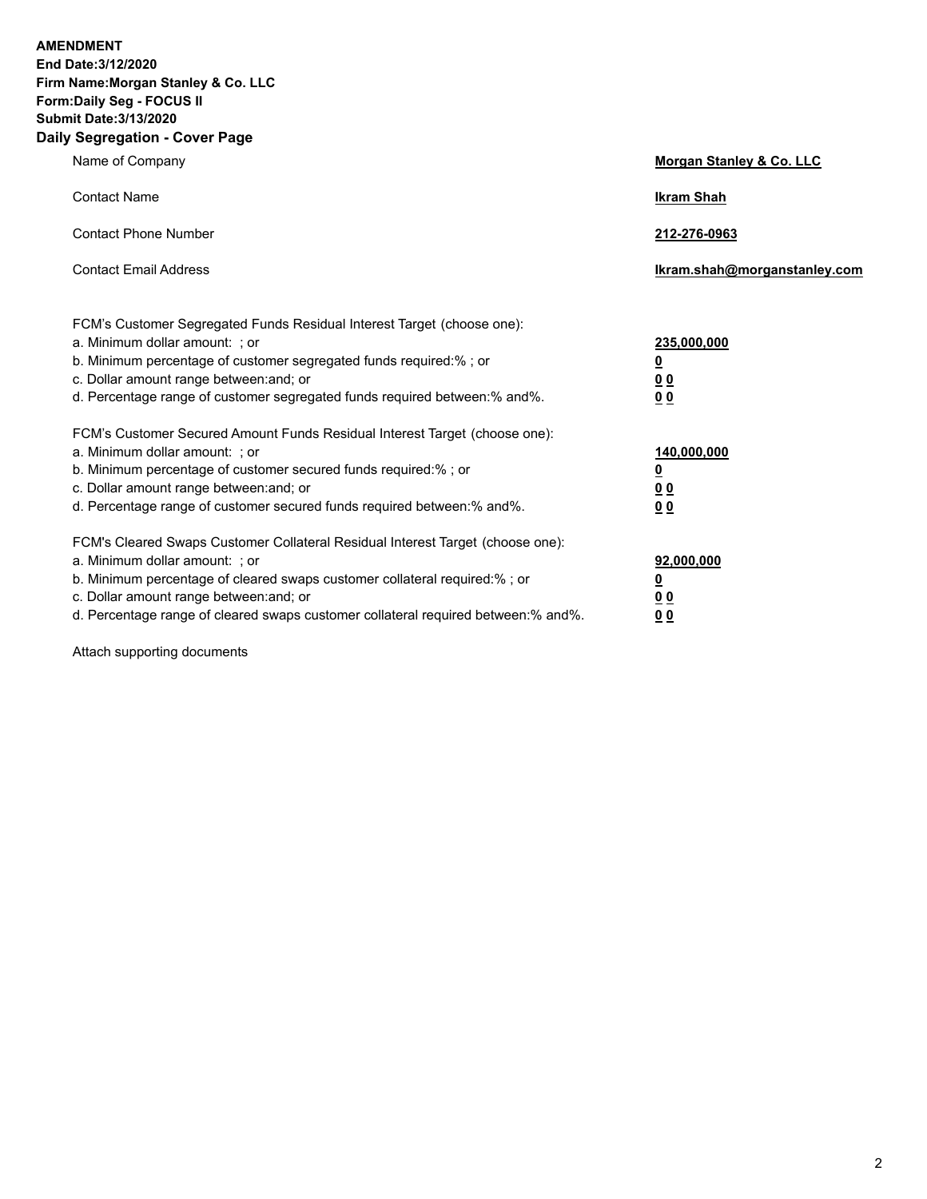**AMENDMENT**
**End Date:3/12/2020**
**Firm Name:Morgan Stanley & Co. LLC**
**Form:Daily Seg - FOCUS II**
**Submit Date:3/13/2020**

## Daily Segregation - Cover Page

| | |
|---|---|
| Name of Company | **Morgan Stanley & Co. LLC** |
| Contact Name | **Ikram Shah** |
| Contact Phone Number | **212-276-0963** |
| Contact Email Address | **Ikram.shah@morganstanley.com** |

| | |
|---|---|
| FCM's Customer Segregated Funds Residual Interest Target (choose one): | |
| a. Minimum dollar amount: ; or | **235,000,000** |
| b. Minimum percentage of customer segregated funds required:% ; or | **0** |
| c. Dollar amount range between:and; or | **0 0** |
| d. Percentage range of customer segregated funds required between:% and%. | **0 0** |

| | |
|---|---|
| FCM's Customer Secured Amount Funds Residual Interest Target (choose one): | |
| a. Minimum dollar amount: ; or | **140,000,000** |
| b. Minimum percentage of customer secured funds required:% ; or | **0** |
| c. Dollar amount range between:and; or | **0 0** |
| d. Percentage range of customer secured funds required between:% and%. | **0 0** |

| | |
|---|---|
| FCM's Cleared Swaps Customer Collateral Residual Interest Target (choose one): | |
| a. Minimum dollar amount: ; or | **92,000,000** |
| b. Minimum percentage of cleared swaps customer collateral required:% ; or | **0** |
| c. Dollar amount range between:and; or | **0 0** |
| d. Percentage range of cleared swaps customer collateral required between:% and%. | **0 0** |

Attach supporting documents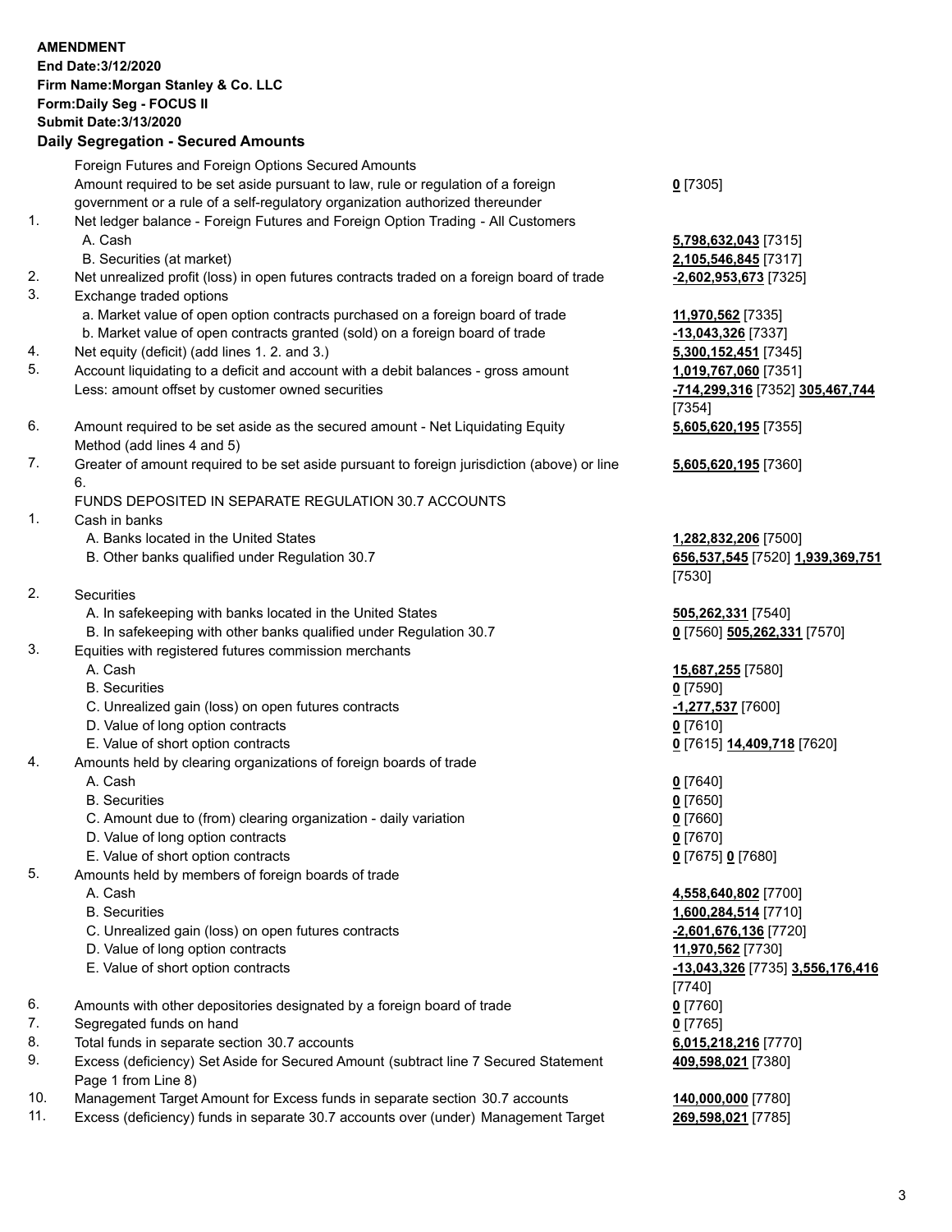**AMENDMENT**
**End Date:3/12/2020**
**Firm Name:Morgan Stanley & Co. LLC**
**Form:Daily Seg - FOCUS II**
**Submit Date:3/13/2020**

## Daily Segregation - Secured Amounts

| | | |
|---|---|---|
| | Foreign Futures and Foreign Options Secured Amounts | |
| | Amount required to be set aside pursuant to law, rule or regulation of a foreign government or a rule of a self-regulatory organization authorized thereunder | **0** [7305] |
| 1. | Net ledger balance - Foreign Futures and Foreign Option Trading - All Customers | |
| | A. Cash | **5,798,632,043** [7315] |
| | B. Securities (at market) | **2,105,546,845** [7317] |
| 2. | Net unrealized profit (loss) in open futures contracts traded on a foreign board of trade | **-2,602,953,673** [7325] |
| 3. | Exchange traded options | |
| | a. Market value of open option contracts purchased on a foreign board of trade | **11,970,562** [7335] |
| | b. Market value of open contracts granted (sold) on a foreign board of trade | **-13,043,326** [7337] |
| 4. | Net equity (deficit) (add lines 1. 2. and 3.) | **5,300,152,451** [7345] |
| 5. | Account liquidating to a deficit and account with a debit balances - gross amount | **1,019,767,060** [7351] |
| | Less: amount offset by customer owned securities | **-714,299,316** [7352] **305,467,744** [7354] |
| 6. | Amount required to be set aside as the secured amount - Net Liquidating Equity Method (add lines 4 and 5) | **5,605,620,195** [7355] |
| 7. | Greater of amount required to be set aside pursuant to foreign jurisdiction (above) or line 6. | **5,605,620,195** [7360] |
| | FUNDS DEPOSITED IN SEPARATE REGULATION 30.7 ACCOUNTS | |
| 1. | Cash in banks | |
| | A. Banks located in the United States | **1,282,832,206** [7500] |
| | B. Other banks qualified under Regulation 30.7 | **656,537,545** [7520] **1,939,369,751** [7530] |
| 2. | Securities | |
| | A. In safekeeping with banks located in the United States | **505,262,331** [7540] |
| | B. In safekeeping with other banks qualified under Regulation 30.7 | **0** [7560] **505,262,331** [7570] |
| 3. | Equities with registered futures commission merchants | |
| | A. Cash | **15,687,255** [7580] |
| | B. Securities | **0** [7590] |
| | C. Unrealized gain (loss) on open futures contracts | **-1,277,537** [7600] |
| | D. Value of long option contracts | **0** [7610] |
| | E. Value of short option contracts | **0** [7615] **14,409,718** [7620] |
| 4. | Amounts held by clearing organizations of foreign boards of trade | |
| | A. Cash | **0** [7640] |
| | B. Securities | **0** [7650] |
| | C. Amount due to (from) clearing organization - daily variation | **0** [7660] |
| | D. Value of long option contracts | **0** [7670] |
| | E. Value of short option contracts | **0** [7675] **0** [7680] |
| 5. | Amounts held by members of foreign boards of trade | |
| | A. Cash | **4,558,640,802** [7700] |
| | B. Securities | **1,600,284,514** [7710] |
| | C. Unrealized gain (loss) on open futures contracts | **-2,601,676,136** [7720] |
| | D. Value of long option contracts | **11,970,562** [7730] |
| | E. Value of short option contracts | **-13,043,326** [7735] **3,556,176,416** [7740] |
| 6. | Amounts with other depositories designated by a foreign board of trade | **0** [7760] |
| 7. | Segregated funds on hand | **0** [7765] |
| 8. | Total funds in separate section 30.7 accounts | **6,015,218,216** [7770] |
| 9. | Excess (deficiency) Set Aside for Secured Amount (subtract line 7 Secured Statement Page 1 from Line 8) | **409,598,021** [7380] |
| 10. | Management Target Amount for Excess funds in separate section 30.7 accounts | **140,000,000** [7780] |
| 11. | Excess (deficiency) funds in separate 30.7 accounts over (under) Management Target | **269,598,021** [7785] |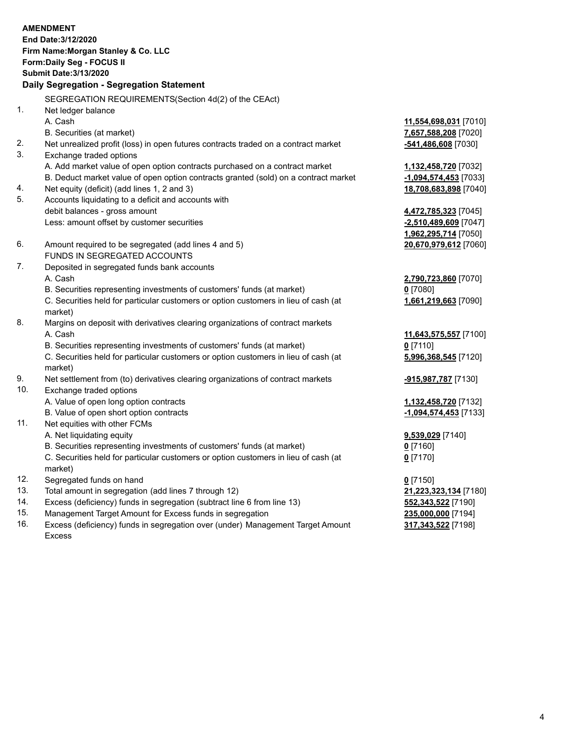**AMENDMENT**
**End Date:3/12/2020**
**Firm Name:Morgan Stanley & Co. LLC**
**Form:Daily Seg - FOCUS II**
**Submit Date:3/13/2020**

## Daily Segregation - Segregation Statement

| | | |
|---|---|---|
| | SEGREGATION REQUIREMENTS(Section 4d(2) of the CEAct) | |
| 1. | Net ledger balance | |
| | A. Cash | **11,554,698,031** [7010] |
| | B. Securities (at market) | **7,657,588,208** [7020] |
| 2. | Net unrealized profit (loss) in open futures contracts traded on a contract market | **-541,486,608** [7030] |
| 3. | Exchange traded options | |
| | A. Add market value of open option contracts purchased on a contract market | **1,132,458,720** [7032] |
| | B. Deduct market value of open option contracts granted (sold) on a contract market | **-1,094,574,453** [7033] |
| 4. | Net equity (deficit) (add lines 1, 2 and 3) | **18,708,683,898** [7040] |
| 5. | Accounts liquidating to a deficit and accounts with | |
| | debit balances - gross amount | **4,472,785,323** [7045] |
| | Less: amount offset by customer securities | **-2,510,489,609** [7047] |
| | | **1,962,295,714** [7050] |
| 6. | Amount required to be segregated (add lines 4 and 5) | **20,670,979,612** [7060] |
| | FUNDS IN SEGREGATED ACCOUNTS | |
| 7. | Deposited in segregated funds bank accounts | |
| | A. Cash | **2,790,723,860** [7070] |
| | B. Securities representing investments of customers' funds (at market) | **0** [7080] |
| | C. Securities held for particular customers or option customers in lieu of cash (at market) | **1,661,219,663** [7090] |
| 8. | Margins on deposit with derivatives clearing organizations of contract markets | |
| | A. Cash | **11,643,575,557** [7100] |
| | B. Securities representing investments of customers' funds (at market) | **0** [7110] |
| | C. Securities held for particular customers or option customers in lieu of cash (at market) | **5,996,368,545** [7120] |
| 9. | Net settlement from (to) derivatives clearing organizations of contract markets | **-915,987,787** [7130] |
| 10. | Exchange traded options | |
| | A. Value of open long option contracts | **1,132,458,720** [7132] |
| | B. Value of open short option contracts | **-1,094,574,453** [7133] |
| 11. | Net equities with other FCMs | |
| | A. Net liquidating equity | **9,539,029** [7140] |
| | B. Securities representing investments of customers' funds (at market) | **0** [7160] |
| | C. Securities held for particular customers or option customers in lieu of cash (at market) | **0** [7170] |
| 12. | Segregated funds on hand | **0** [7150] |
| 13. | Total amount in segregation (add lines 7 through 12) | **21,223,323,134** [7180] |
| 14. | Excess (deficiency) funds in segregation (subtract line 6 from line 13) | **552,343,522** [7190] |
| 15. | Management Target Amount for Excess funds in segregation | **235,000,000** [7194] |
| 16. | Excess (deficiency) funds in segregation over (under) Management Target Amount Excess | **317,343,522** [7198] |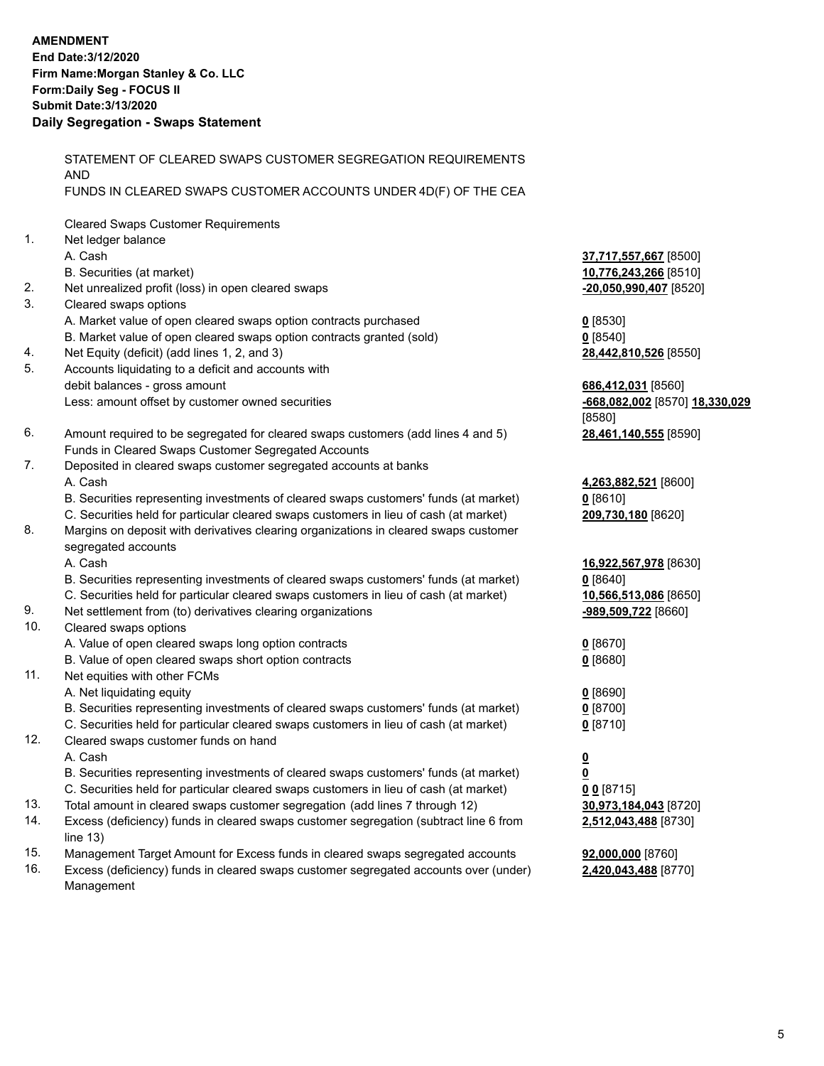**AMENDMENT**
**End Date:3/12/2020**
**Firm Name:Morgan Stanley & Co. LLC**
**Form:Daily Seg - FOCUS II**
**Submit Date:3/13/2020**
**Daily Segregation - Swaps Statement**

STATEMENT OF CLEARED SWAPS CUSTOMER SEGREGATION REQUIREMENTS AND
FUNDS IN CLEARED SWAPS CUSTOMER ACCOUNTS UNDER 4D(F) OF THE CEA

| | | |
|---|---|---|
| | Cleared Swaps Customer Requirements | |
| 1. | Net ledger balance | |
| | A. Cash | **37,717,557,667** [8500] |
| | B. Securities (at market) | **10,776,243,266** [8510] |
| 2. | Net unrealized profit (loss) in open cleared swaps | **-20,050,990,407** [8520] |
| 3. | Cleared swaps options | |
| | A. Market value of open cleared swaps option contracts purchased | **0** [8530] |
| | B. Market value of open cleared swaps option contracts granted (sold) | **0** [8540] |
| 4. | Net Equity (deficit) (add lines 1, 2, and 3) | **28,442,810,526** [8550] |
| 5. | Accounts liquidating to a deficit and accounts with debit balances - gross amount | **686,412,031** [8560] |
| | Less: amount offset by customer owned securities | **-668,082,002** [8570] **18,330,029** [8580] |
| 6. | Amount required to be segregated for cleared swaps customers (add lines 4 and 5) | **28,461,140,555** [8590] |
| | Funds in Cleared Swaps Customer Segregated Accounts | |
| 7. | Deposited in cleared swaps customer segregated accounts at banks | |
| | A. Cash | **4,263,882,521** [8600] |
| | B. Securities representing investments of cleared swaps customers' funds (at market) | **0** [8610] |
| | C. Securities held for particular cleared swaps customers in lieu of cash (at market) | **209,730,180** [8620] |
| 8. | Margins on deposit with derivatives clearing organizations in cleared swaps customer segregated accounts | |
| | A. Cash | **16,922,567,978** [8630] |
| | B. Securities representing investments of cleared swaps customers' funds (at market) | **0** [8640] |
| | C. Securities held for particular cleared swaps customers in lieu of cash (at market) | **10,566,513,086** [8650] |
| 9. | Net settlement from (to) derivatives clearing organizations | **-989,509,722** [8660] |
| 10. | Cleared swaps options | |
| | A. Value of open cleared swaps long option contracts | **0** [8670] |
| | B. Value of open cleared swaps short option contracts | **0** [8680] |
| 11. | Net equities with other FCMs | |
| | A. Net liquidating equity | **0** [8690] |
| | B. Securities representing investments of cleared swaps customers' funds (at market) | **0** [8700] |
| | C. Securities held for particular cleared swaps customers in lieu of cash (at market) | **0** [8710] |
| 12. | Cleared swaps customer funds on hand | |
| | A. Cash | **0** |
| | B. Securities representing investments of cleared swaps customers' funds (at market) | **0** |
| | C. Securities held for particular cleared swaps customers in lieu of cash (at market) | **0** **0** [8715] |
| 13. | Total amount in cleared swaps customer segregation (add lines 7 through 12) | **30,973,184,043** [8720] |
| 14. | Excess (deficiency) funds in cleared swaps customer segregation (subtract line 6 from line 13) | **2,512,043,488** [8730] |
| 15. | Management Target Amount for Excess funds in cleared swaps segregated accounts | **92,000,000** [8760] |
| 16. | Excess (deficiency) funds in cleared swaps customer segregated accounts over (under) Management | **2,420,043,488** [8770] |